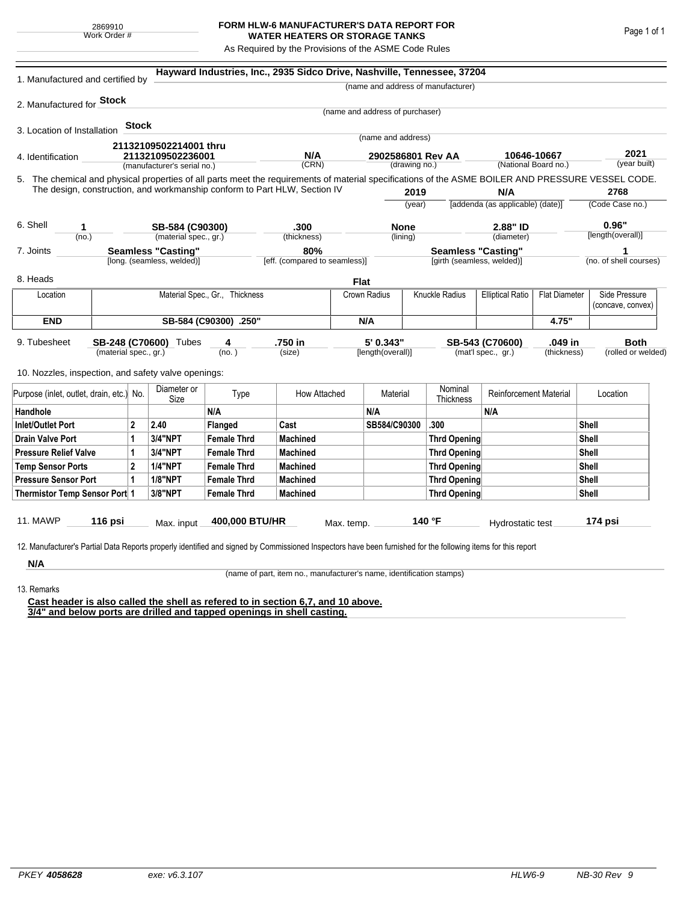2869910
Work Order #

# FORM HLW-6 MANUFACTURER'S DATA REPORT FOR WATER HEATERS OR STORAGE TANKS

As Required by the Provisions of the ASME Code Rules

1. Manufactured and certified by **Hayward Industries, Inc., 2935 Sidco Drive, Nashville, Tennessee, 37204**
(name and address of manufacturer)

2. Manufactured for **Stock**
(name and address of purchaser)

3. Location of Installation **Stock**
(name and address)

4. Identification **21132109502214001 thru 21132109502236001** (manufacturer's serial no.) **N/A** (CRN) **2902586801 Rev AA** (drawing no.) **10646-10667** (National Board no.) **2021** (year built)

5. The chemical and physical properties of all parts meet the requirements of material specifications of the ASME BOILER AND PRESSURE VESSEL CODE. The design, construction, and workmanship conform to Part HLW, Section IV **2019** (year) **N/A** [addenda (as applicable) (date)] **2768** (Code Case no.)

6. Shell **1** (no.) **SB-584 (C90300)** (material spec., gr.) **.300** (thickness) **None** (lining) **2.88" ID** (diameter) **0.96"** [length(overall)]

7. Joints **Seamless "Casting"** [long. (seamless, welded)] **80%** [eff. (compared to seamless)] **Seamless "Casting"** [girth (seamless, welded)] **1** (no. of shell courses)

8. Heads **Flat**

| Location | Material Spec., Gr., Thickness | Crown Radius | Knuckle Radius | Elliptical Ratio | Flat Diameter | Side Pressure (concave, convex) |
|---|---|---|---|---|---|---|
| **END** | **SB-584 (C90300) .250"** | **N/A** | | | **4.75"** | |

9. Tubesheet **SB-248 (C70600)** (material spec., gr.) Tubes **4** (no.) **.750 in** (size) **5' 0.343"** [length(overall)] **SB-543 (C70600)** (mat'l spec., gr.) **.049 in** (thickness) **Both** (rolled or welded)

10. Nozzles, inspection, and safety valve openings:

| Purpose (inlet, outlet, drain, etc.) | No. | Diameter or Size | Type | How Attached | Material | Nominal Thickness | Reinforcement Material | Location |
|---|---|---|---|---|---|---|---|---|
| **Handhole** | | | **N/A** | | **N/A** | | **N/A** | |
| **Inlet/Outlet Port** | **2** | **2.40** | **Flanged** | **Cast** | **SB584/C90300** | **.300** | | **Shell** |
| **Drain Valve Port** | **1** | **3/4"NPT** | **Female Thrd** | **Machined** | | **Thrd Opening** | | **Shell** |
| **Pressure Relief Valve** | **1** | **3/4"NPT** | **Female Thrd** | **Machined** | | **Thrd Opening** | | **Shell** |
| **Temp Sensor Ports** | **2** | **1/4"NPT** | **Female Thrd** | **Machined** | | **Thrd Opening** | | **Shell** |
| **Pressure Sensor Port** | **1** | **1/8"NPT** | **Female Thrd** | **Machined** | | **Thrd Opening** | | **Shell** |
| **Thermistor Temp Sensor Port** | **1** | **3/8"NPT** | **Female Thrd** | **Machined** | | **Thrd Opening** | | **Shell** |

11. MAWP **116 psi** Max. input **400,000 BTU/HR** Max. temp. **140 °F** Hydrostatic test **174 psi**

12. Manufacturer's Partial Data Reports properly identified and signed by Commissioned Inspectors have been furnished for the following items for this report

**N/A**
(name of part, item no., manufacturer's name, identification stamps)

13. Remarks

**Cast header is also called the shell as refered to in section 6,7, and 10 above.**
**3/4" and below ports are drilled and tapped openings in shell casting.**

*PKEY* ***4058628*** *exe: v6.3.107* *HLW6-9* *NB-30 Rev 9*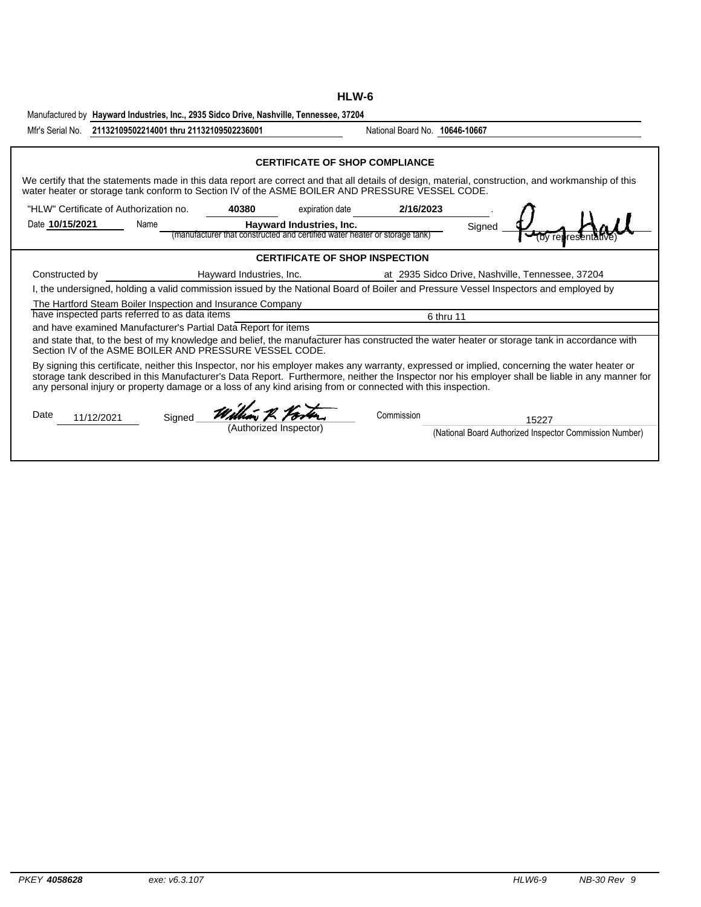# HLW-6

Manufactured by **Hayward Industries, Inc., 2935 Sidco Drive, Nashville, Tennessee, 37204**

Mfr's Serial No. **21132109502214001 thru 21132109502236001** National Board No. **10646-10667**

## CERTIFICATE OF SHOP COMPLIANCE

We certify that the statements made in this data report are correct and that all details of design, material, construction, and workmanship of this water heater or storage tank conform to Section IV of the ASME BOILER AND PRESSURE VESSEL CODE.

"HLW" Certificate of Authorization no. **40380** expiration date **2/16/2023** .

Date **10/15/2021** Name **Hayward Industries, Inc.** (manufacturer that constructed and certified water heater or storage tank) Signed (by representative)

## CERTIFICATE OF SHOP INSPECTION

Constructed by Hayward Industries, Inc. at 2935 Sidco Drive, Nashville, Tennessee, 37204

I, the undersigned, holding a valid commission issued by the National Board of Boiler and Pressure Vessel Inspectors and employed by The Hartford Steam Boiler Inspection and Insurance Company

have inspected parts referred to as data items 6 thru 11

and have examined Manufacturer's Partial Data Report for items

and state that, to the best of my knowledge and belief, the manufacturer has constructed the water heater or storage tank in accordance with Section IV of the ASME BOILER AND PRESSURE VESSEL CODE.

By signing this certificate, neither this Inspector, nor his employer makes any warranty, expressed or implied, concerning the water heater or storage tank described in this Manufacturer's Data Report. Furthermore, neither the Inspector nor his employer shall be liable in any manner for any personal injury or property damage or a loss of any kind arising from or connected with this inspection.

Date 11/12/2021 Signed (Authorized Inspector) Commission 15227 (National Board Authorized Inspector Commission Number)

*PKEY* ***4058628*** *exe: v6.3.107* *HLW6-9* *NB-30 Rev 9*